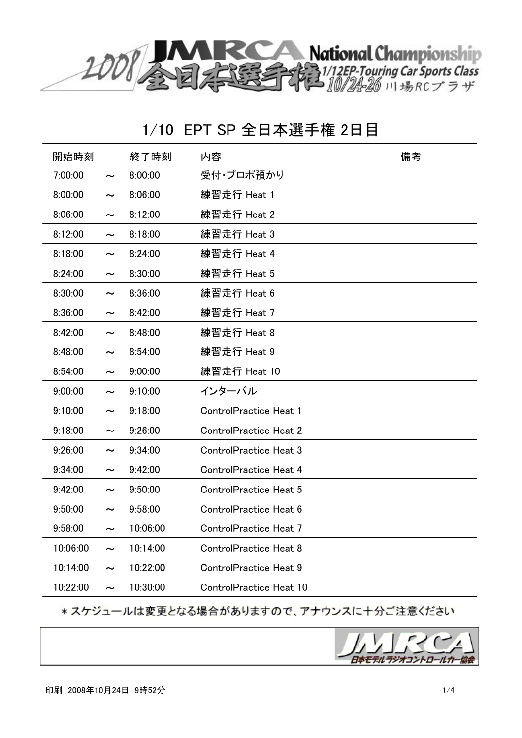2008 JMRCA National Championship 全日本選手権 1/12EP-Touring Car Sports Class 10/24-26 川場RCプラザ

# 1/10 EPT SP 全日本選手権 2日目

| 開始時刻 | | 終了時刻 | 内容 | 備考 |
|---|---|---|---|---|
| 7:00:00 | ～ | 8:00:00 | 受付・プロポ預かり | |
| 8:00:00 | ～ | 8:06:00 | 練習走行 Heat 1 | |
| 8:06:00 | ～ | 8:12:00 | 練習走行 Heat 2 | |
| 8:12:00 | ～ | 8:18:00 | 練習走行 Heat 3 | |
| 8:18:00 | ～ | 8:24:00 | 練習走行 Heat 4 | |
| 8:24:00 | ～ | 8:30:00 | 練習走行 Heat 5 | |
| 8:30:00 | ～ | 8:36:00 | 練習走行 Heat 6 | |
| 8:36:00 | ～ | 8:42:00 | 練習走行 Heat 7 | |
| 8:42:00 | ～ | 8:48:00 | 練習走行 Heat 8 | |
| 8:48:00 | ～ | 8:54:00 | 練習走行 Heat 9 | |
| 8:54:00 | ～ | 9:00:00 | 練習走行 Heat 10 | |
| 9:00:00 | ～ | 9:10:00 | インターバル | |
| 9:10:00 | ～ | 9:18:00 | ControlPractice Heat 1 | |
| 9:18:00 | ～ | 9:26:00 | ControlPractice Heat 2 | |
| 9:26:00 | ～ | 9:34:00 | ControlPractice Heat 3 | |
| 9:34:00 | ～ | 9:42:00 | ControlPractice Heat 4 | |
| 9:42:00 | ～ | 9:50:00 | ControlPractice Heat 5 | |
| 9:50:00 | ～ | 9:58:00 | ControlPractice Heat 6 | |
| 9:58:00 | ～ | 10:06:00 | ControlPractice Heat 7 | |
| 10:06:00 | ～ | 10:14:00 | ControlPractice Heat 8 | |
| 10:14:00 | ～ | 10:22:00 | ControlPractice Heat 9 | |
| 10:22:00 | ～ | 10:30:00 | ControlPractice Heat 10 | |

＊スケジュールは変更となる場合がありますので、アナウンスに十分ご注意ください

JMRCA 日本モデルラジオコントロールカー協会

印刷 2008年10月24日 9時52分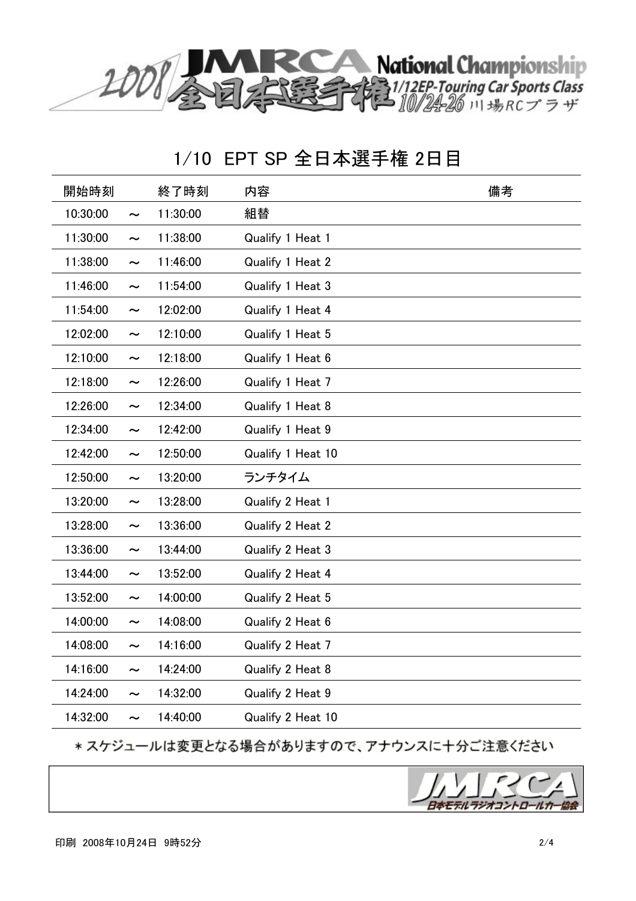2008 JMRCA 全日本選手権 National Championship 1/12EP-Touring Car Sports Class 10/24-26 川場RCプラザ

# 1/10 EPT SP 全日本選手権 2日目

| 開始時刻 | | 終了時刻 | 内容 | 備考 |
|---|---|---|---|---|
| 10:30:00 | ～ | 11:30:00 | 組替 | |
| 11:30:00 | ～ | 11:38:00 | Qualify 1 Heat 1 | |
| 11:38:00 | ～ | 11:46:00 | Qualify 1 Heat 2 | |
| 11:46:00 | ～ | 11:54:00 | Qualify 1 Heat 3 | |
| 11:54:00 | ～ | 12:02:00 | Qualify 1 Heat 4 | |
| 12:02:00 | ～ | 12:10:00 | Qualify 1 Heat 5 | |
| 12:10:00 | ～ | 12:18:00 | Qualify 1 Heat 6 | |
| 12:18:00 | ～ | 12:26:00 | Qualify 1 Heat 7 | |
| 12:26:00 | ～ | 12:34:00 | Qualify 1 Heat 8 | |
| 12:34:00 | ～ | 12:42:00 | Qualify 1 Heat 9 | |
| 12:42:00 | ～ | 12:50:00 | Qualify 1 Heat 10 | |
| 12:50:00 | ～ | 13:20:00 | ランチタイム | |
| 13:20:00 | ～ | 13:28:00 | Qualify 2 Heat 1 | |
| 13:28:00 | ～ | 13:36:00 | Qualify 2 Heat 2 | |
| 13:36:00 | ～ | 13:44:00 | Qualify 2 Heat 3 | |
| 13:44:00 | ～ | 13:52:00 | Qualify 2 Heat 4 | |
| 13:52:00 | ～ | 14:00:00 | Qualify 2 Heat 5 | |
| 14:00:00 | ～ | 14:08:00 | Qualify 2 Heat 6 | |
| 14:08:00 | ～ | 14:16:00 | Qualify 2 Heat 7 | |
| 14:16:00 | ～ | 14:24:00 | Qualify 2 Heat 8 | |
| 14:24:00 | ～ | 14:32:00 | Qualify 2 Heat 9 | |
| 14:32:00 | ～ | 14:40:00 | Qualify 2 Heat 10 | |

＊スケジュールは変更となる場合がありますので、アナウンスに十分ご注意ください

JMRCA 日本モデルラジオコントロールカー協会

印刷 2008年10月24日 9時52分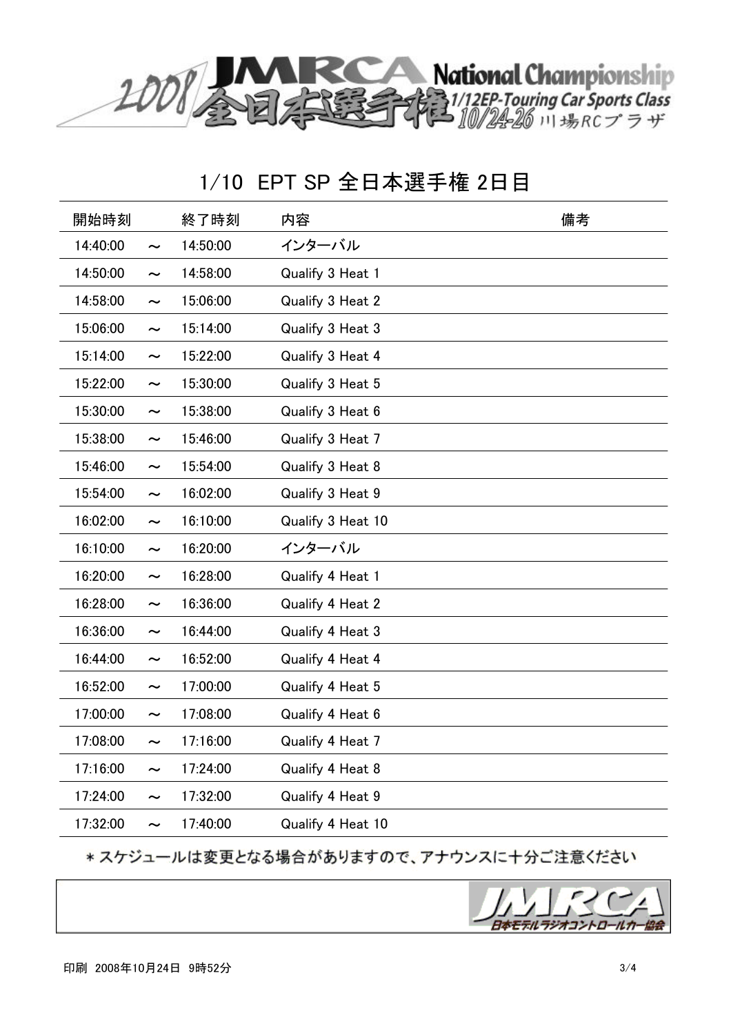2008 JMRCA National Championship 全日本選手権 1/12EP-Touring Car Sports Class 10/24-26 川場RCプラザ

# 1/10 EPT SP 全日本選手権 2日目

| 開始時刻 | | 終了時刻 | 内容 | 備考 |
|---|---|---|---|---|
| 14:40:00 | ～ | 14:50:00 | インターバル | |
| 14:50:00 | ～ | 14:58:00 | Qualify 3 Heat 1 | |
| 14:58:00 | ～ | 15:06:00 | Qualify 3 Heat 2 | |
| 15:06:00 | ～ | 15:14:00 | Qualify 3 Heat 3 | |
| 15:14:00 | ～ | 15:22:00 | Qualify 3 Heat 4 | |
| 15:22:00 | ～ | 15:30:00 | Qualify 3 Heat 5 | |
| 15:30:00 | ～ | 15:38:00 | Qualify 3 Heat 6 | |
| 15:38:00 | ～ | 15:46:00 | Qualify 3 Heat 7 | |
| 15:46:00 | ～ | 15:54:00 | Qualify 3 Heat 8 | |
| 15:54:00 | ～ | 16:02:00 | Qualify 3 Heat 9 | |
| 16:02:00 | ～ | 16:10:00 | Qualify 3 Heat 10 | |
| 16:10:00 | ～ | 16:20:00 | インターバル | |
| 16:20:00 | ～ | 16:28:00 | Qualify 4 Heat 1 | |
| 16:28:00 | ～ | 16:36:00 | Qualify 4 Heat 2 | |
| 16:36:00 | ～ | 16:44:00 | Qualify 4 Heat 3 | |
| 16:44:00 | ～ | 16:52:00 | Qualify 4 Heat 4 | |
| 16:52:00 | ～ | 17:00:00 | Qualify 4 Heat 5 | |
| 17:00:00 | ～ | 17:08:00 | Qualify 4 Heat 6 | |
| 17:08:00 | ～ | 17:16:00 | Qualify 4 Heat 7 | |
| 17:16:00 | ～ | 17:24:00 | Qualify 4 Heat 8 | |
| 17:24:00 | ～ | 17:32:00 | Qualify 4 Heat 9 | |
| 17:32:00 | ～ | 17:40:00 | Qualify 4 Heat 10 | |

＊スケジュールは変更となる場合がありますので、アナウンスに十分ご注意ください

JMRCA 日本モデルラジオコントロールカー協会

印刷 2008年10月24日 9時52分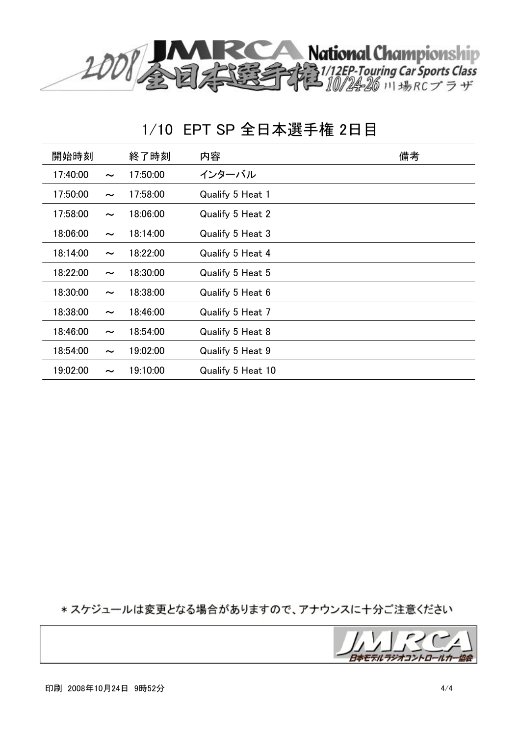2008 JMRCA National Championship 全日本選手権 1/12EP-Touring Car Sports Class 10/24-26 川場RCプラザ

# 1/10 EPT SP 全日本選手権 2日目

| 開始時刻 | | 終了時刻 | 内容 | 備考 |
|---|---|---|---|---|
| 17:40:00 | ～ | 17:50:00 | インターバル | |
| 17:50:00 | ～ | 17:58:00 | Qualify 5 Heat 1 | |
| 17:58:00 | ～ | 18:06:00 | Qualify 5 Heat 2 | |
| 18:06:00 | ～ | 18:14:00 | Qualify 5 Heat 3 | |
| 18:14:00 | ～ | 18:22:00 | Qualify 5 Heat 4 | |
| 18:22:00 | ～ | 18:30:00 | Qualify 5 Heat 5 | |
| 18:30:00 | ～ | 18:38:00 | Qualify 5 Heat 6 | |
| 18:38:00 | ～ | 18:46:00 | Qualify 5 Heat 7 | |
| 18:46:00 | ～ | 18:54:00 | Qualify 5 Heat 8 | |
| 18:54:00 | ～ | 19:02:00 | Qualify 5 Heat 9 | |
| 19:02:00 | ～ | 19:10:00 | Qualify 5 Heat 10 | |

＊スケジュールは変更となる場合がありますので、アナウンスに十分ご注意ください

JMRCA 日本モデルラジオコントロールカー協会

印刷 2008年10月24日 9時52分